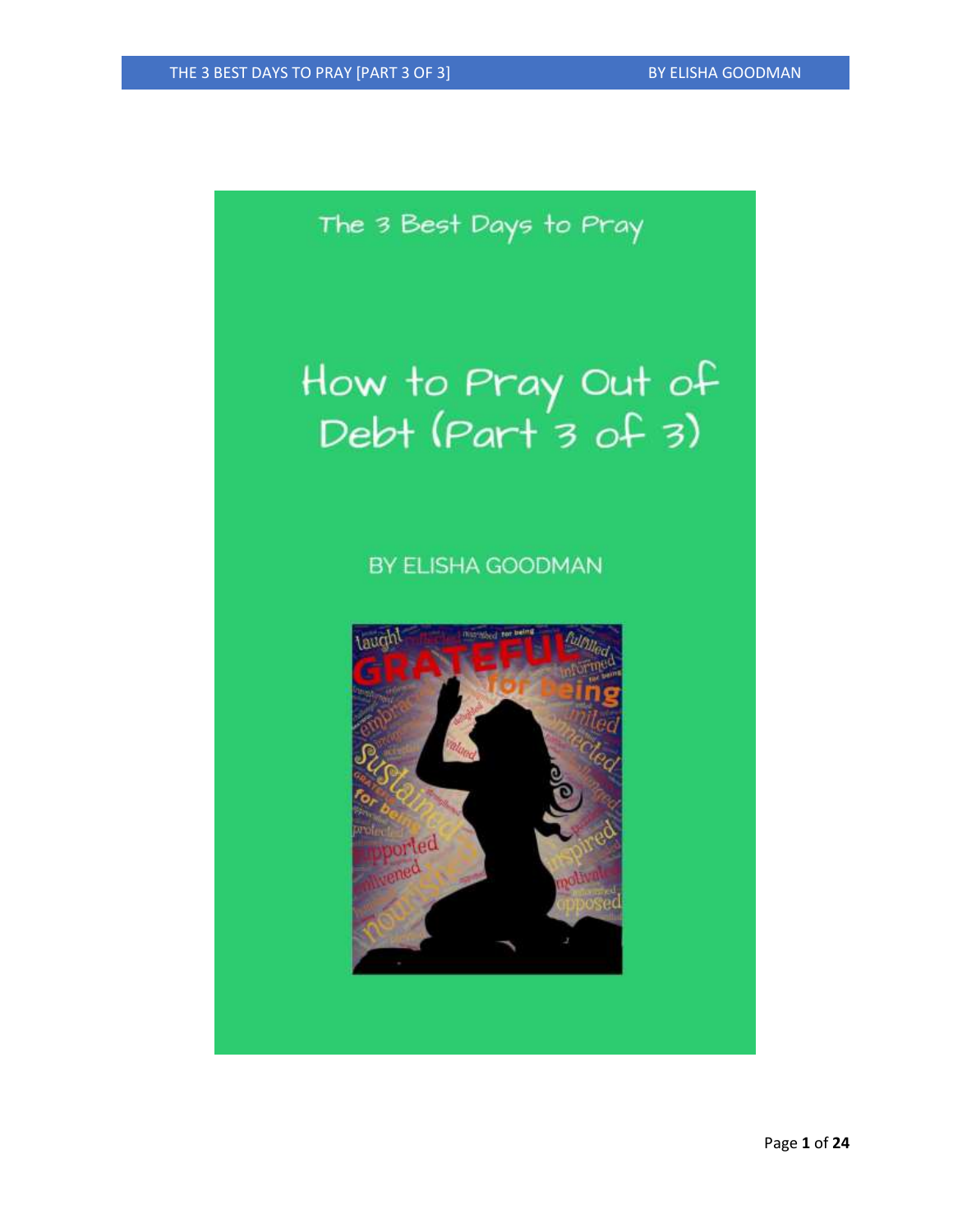The 3 Best Days to Pray

# How to Pray Out of Debt (Part 3 of 3)

BY ELISHA GOODMAN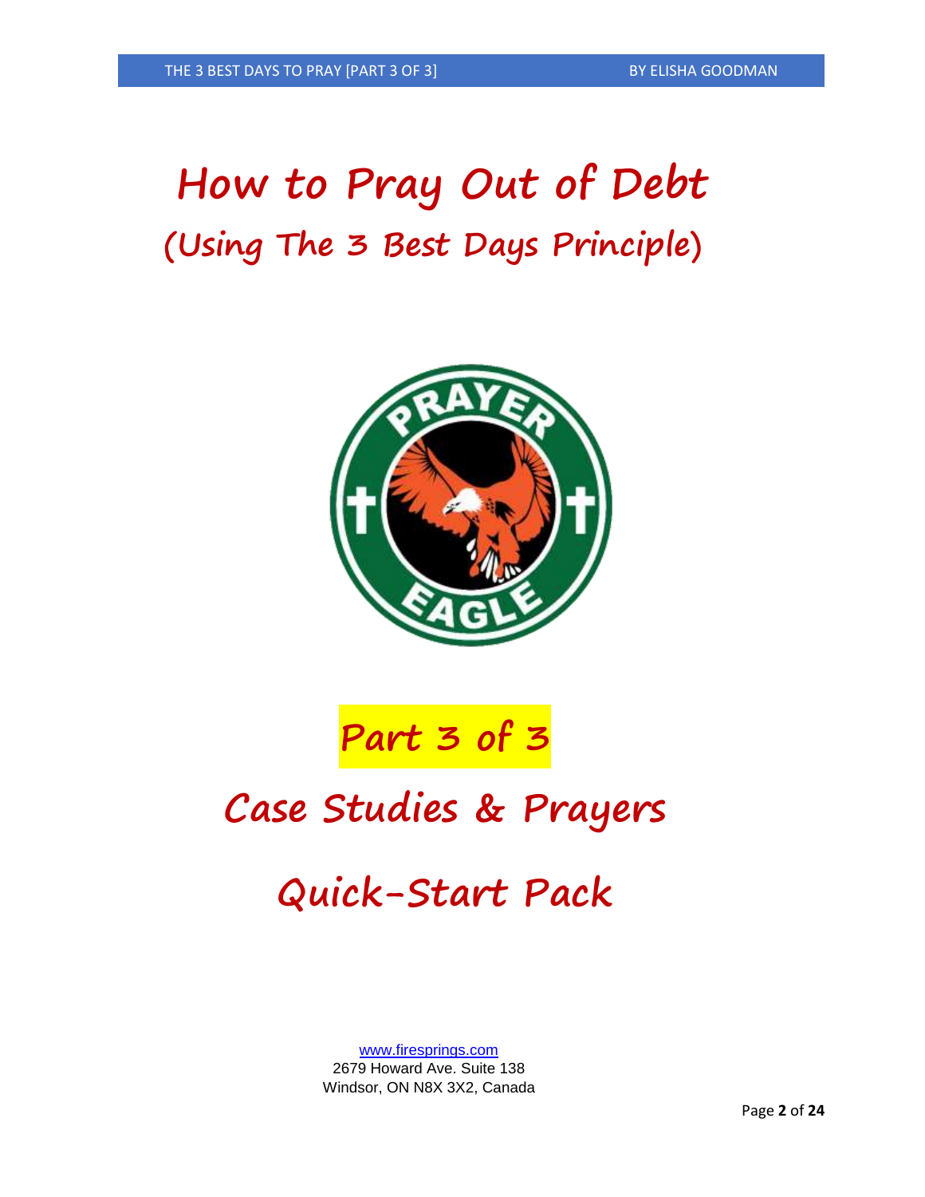# How to Pray Out of Debt

## (Using The 3 Best Days Principle)

## Part 3 of 3

## Case Studies & Prayers

## Quick-Start Pack

www.firesprings.com
2679 Howard Ave. Suite 138
Windsor, ON N8X 3X2, Canada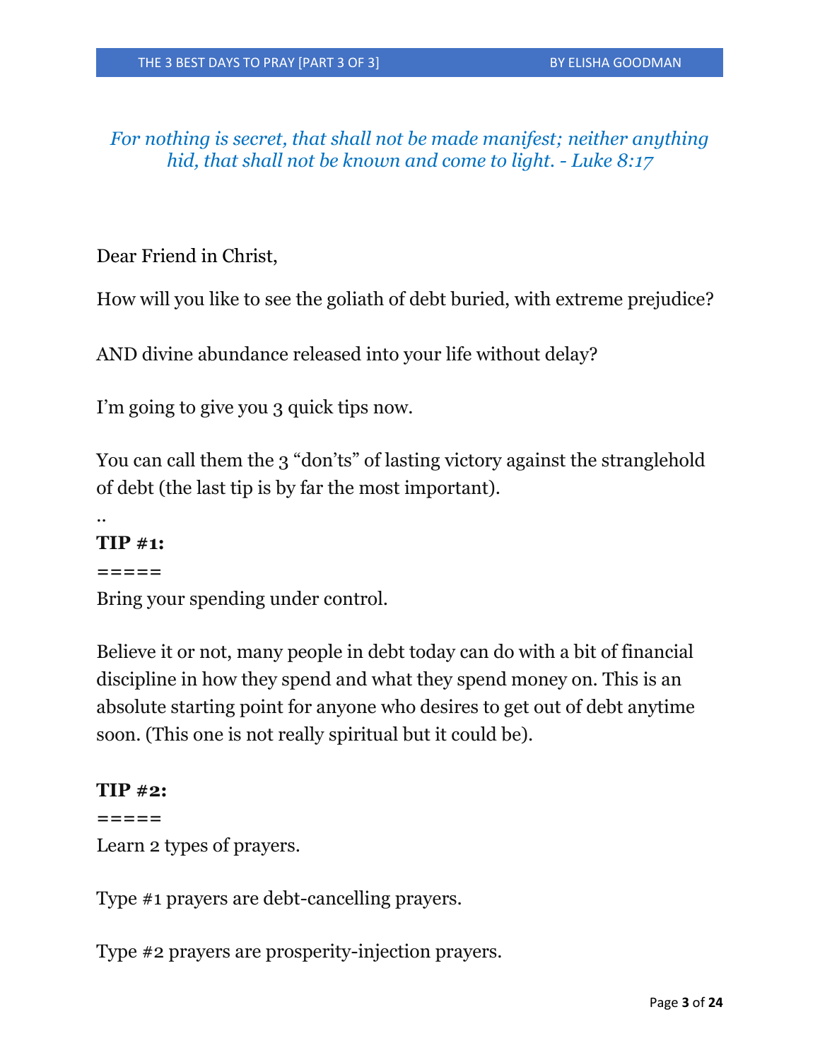*For nothing is secret, that shall not be made manifest; neither anything hid, that shall not be known and come to light. - Luke 8:17*

Dear Friend in Christ,

How will you like to see the goliath of debt buried, with extreme prejudice?

AND divine abundance released into your life without delay?

I'm going to give you 3 quick tips now.

You can call them the 3 "don'ts" of lasting victory against the stranglehold of debt (the last tip is by far the most important).

..

**TIP #1:**

=====

Bring your spending under control.

Believe it or not, many people in debt today can do with a bit of financial discipline in how they spend and what they spend money on. This is an absolute starting point for anyone who desires to get out of debt anytime soon. (This one is not really spiritual but it could be).

**TIP #2:**

=====

Learn 2 types of prayers.

Type #1 prayers are debt-cancelling prayers.

Type #2 prayers are prosperity-injection prayers.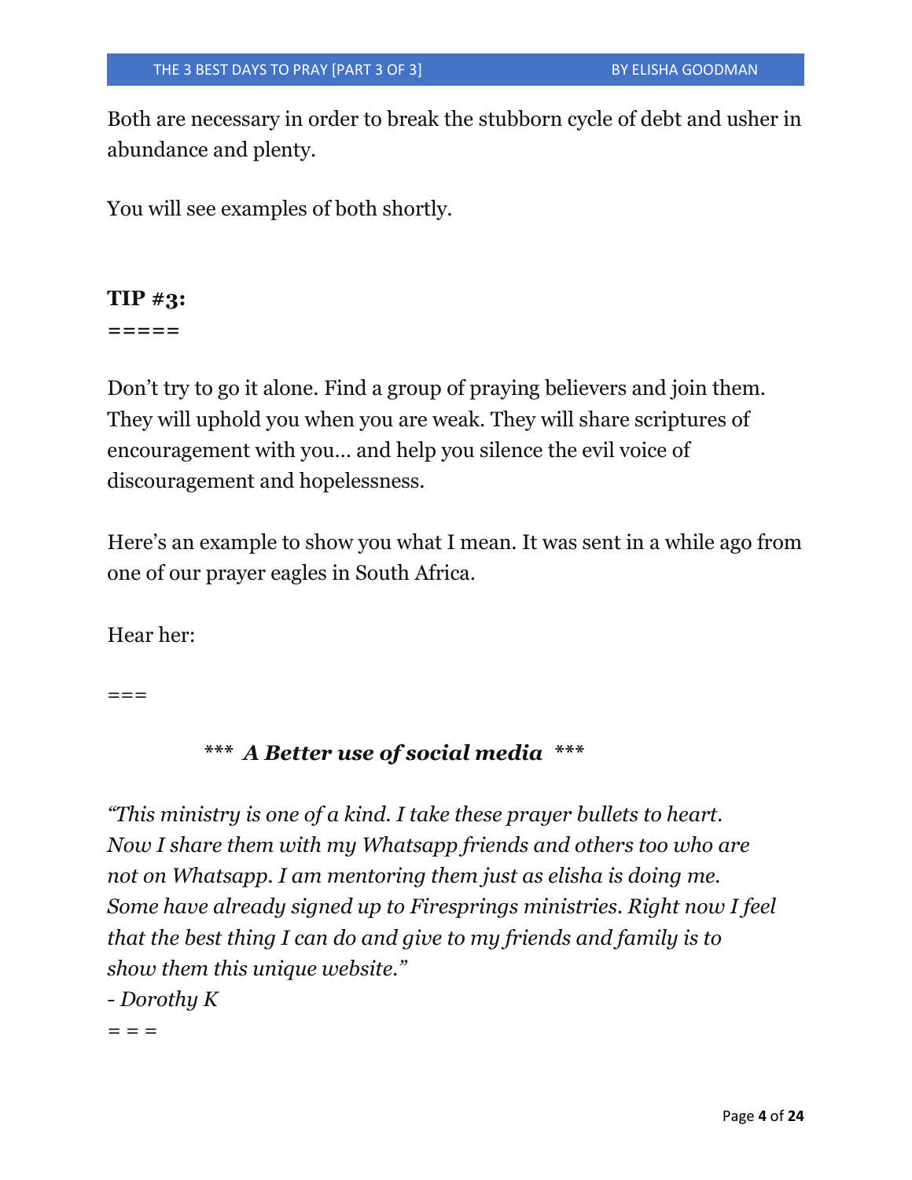Both are necessary in order to break the stubborn cycle of debt and usher in abundance and plenty.

You will see examples of both shortly.

**TIP #3:**
**=====**

Don't try to go it alone. Find a group of praying believers and join them. They will uphold you when you are weak. They will share scriptures of encouragement with you... and help you silence the evil voice of discouragement and hopelessness.

Here's an example to show you what I mean. It was sent in a while ago from one of our prayer eagles in South Africa.

Hear her:

===

*** ***A Better use of social media*** ***

*"This ministry is one of a kind. I take these prayer bullets to heart. Now I share them with my Whatsapp friends and others too who are not on Whatsapp. I am mentoring them just as elisha is doing me. Some have already signed up to Firesprings ministries. Right now I feel that the best thing I can do and give to my friends and family is to show them this unique website."*
*- Dorothy K*
= = =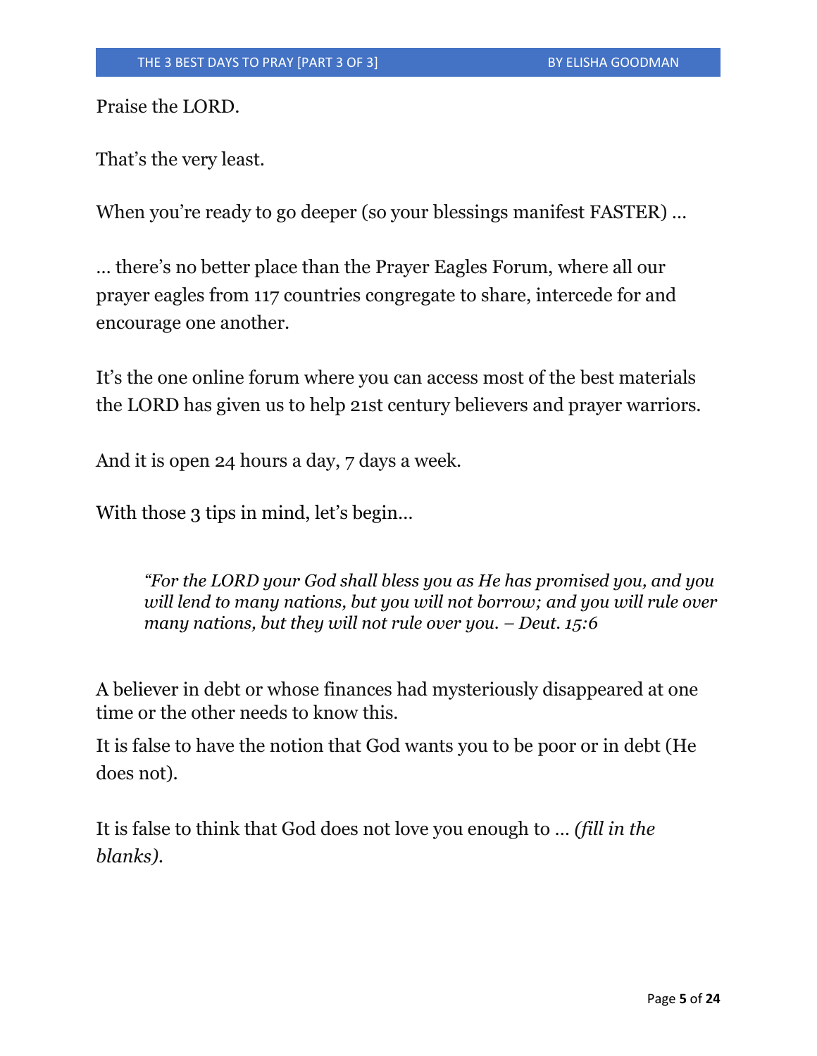Praise the LORD.

That's the very least.

When you're ready to go deeper (so your blessings manifest FASTER) …

… there's no better place than the Prayer Eagles Forum, where all our prayer eagles from 117 countries congregate to share, intercede for and encourage one another.

It's the one online forum where you can access most of the best materials the LORD has given us to help 21st century believers and prayer warriors.

And it is open 24 hours a day, 7 days a week.

With those 3 tips in mind, let's begin…

> *"For the LORD your God shall bless you as He has promised you, and you will lend to many nations, but you will not borrow; and you will rule over many nations, but they will not rule over you. – Deut. 15:6*

A believer in debt or whose finances had mysteriously disappeared at one time or the other needs to know this.

It is false to have the notion that God wants you to be poor or in debt (He does not).

It is false to think that God does not love you enough to … *(fill in the blanks).*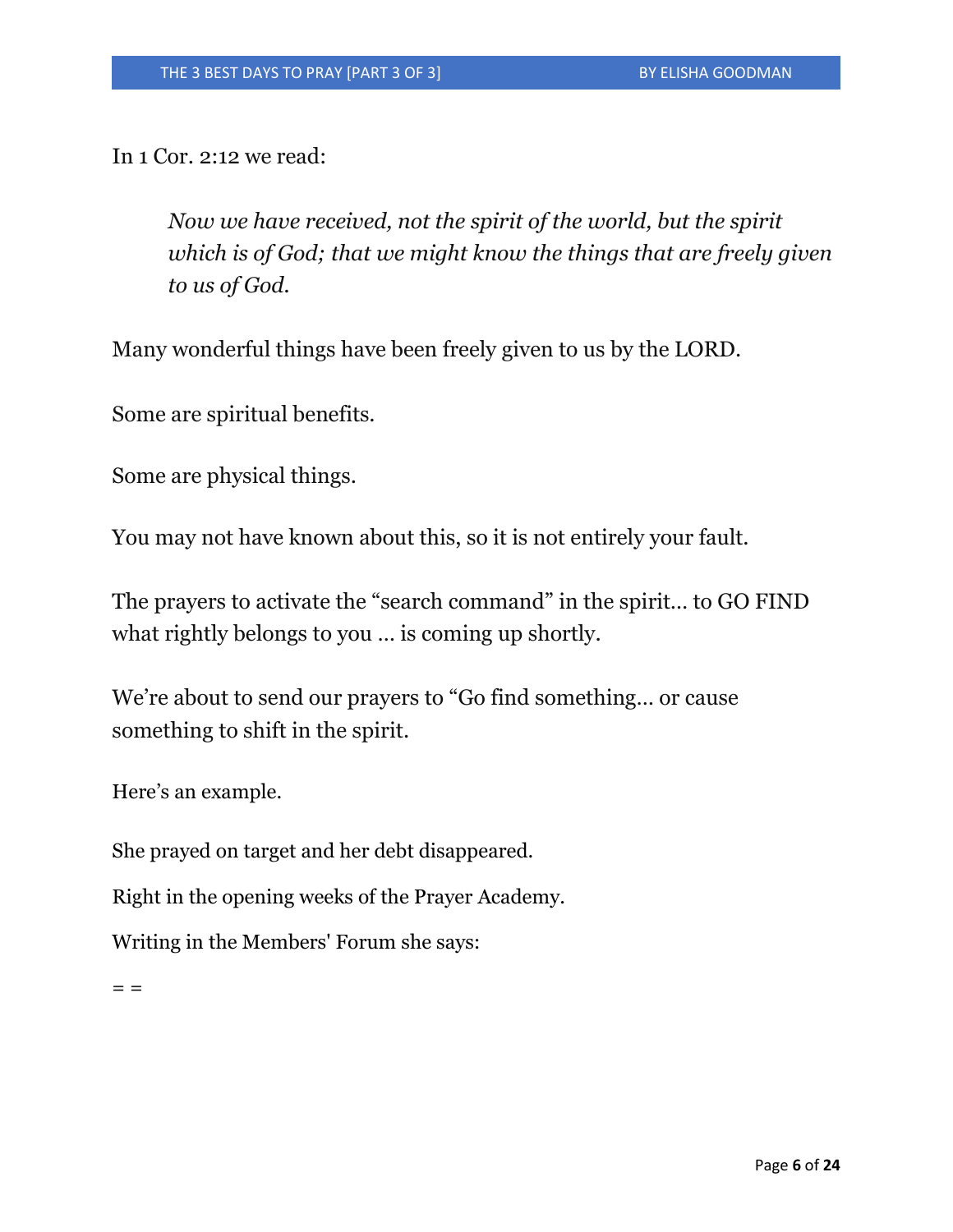In 1 Cor. 2:12 we read:

> *Now we have received, not the spirit of the world, but the spirit which is of God; that we might know the things that are freely given to us of God.*

Many wonderful things have been freely given to us by the LORD.

Some are spiritual benefits.

Some are physical things.

You may not have known about this, so it is not entirely your fault.

The prayers to activate the "search command" in the spirit… to GO FIND what rightly belongs to you … is coming up shortly.

We're about to send our prayers to "Go find something… or cause something to shift in the spirit.

Here's an example.

She prayed on target and her debt disappeared.

Right in the opening weeks of the Prayer Academy.

Writing in the Members' Forum she says:

= =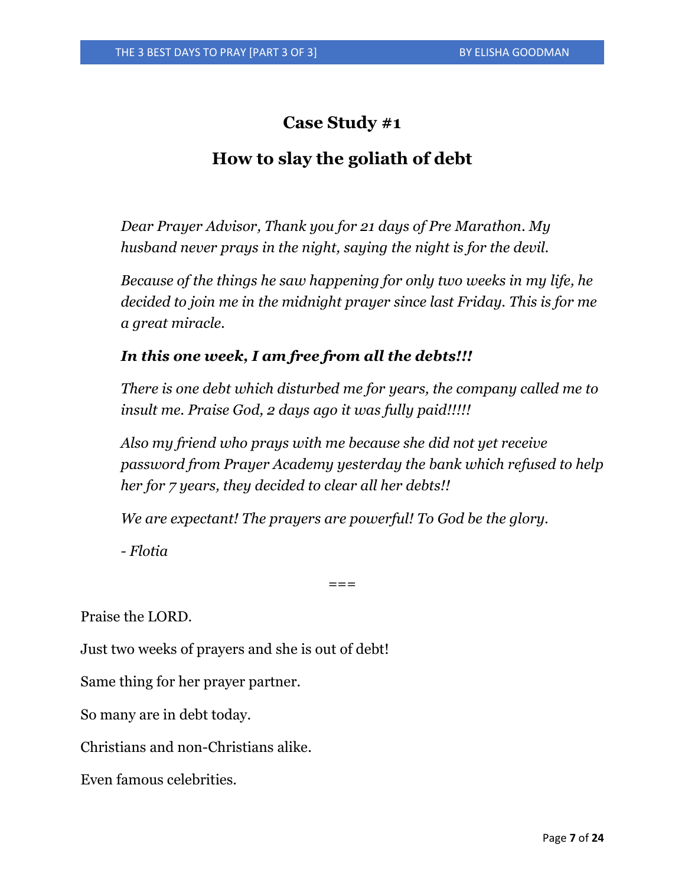## Case Study #1

## How to slay the goliath of debt

*Dear Prayer Advisor, Thank you for 21 days of Pre Marathon. My husband never prays in the night, saying the night is for the devil.*

*Because of the things he saw happening for only two weeks in my life, he decided to join me in the midnight prayer since last Friday. This is for me a great miracle.*

***In this one week, I am free from all the debts!!!***

*There is one debt which disturbed me for years, the company called me to insult me. Praise God, 2 days ago it was fully paid!!!!!*

*Also my friend who prays with me because she did not yet receive password from Prayer Academy yesterday the bank which refused to help her for 7 years, they decided to clear all her debts!!*

*We are expectant! The prayers are powerful! To God be the glory.*

*- Flotia*

===

Praise the LORD.

Just two weeks of prayers and she is out of debt!

Same thing for her prayer partner.

So many are in debt today.

Christians and non-Christians alike.

Even famous celebrities.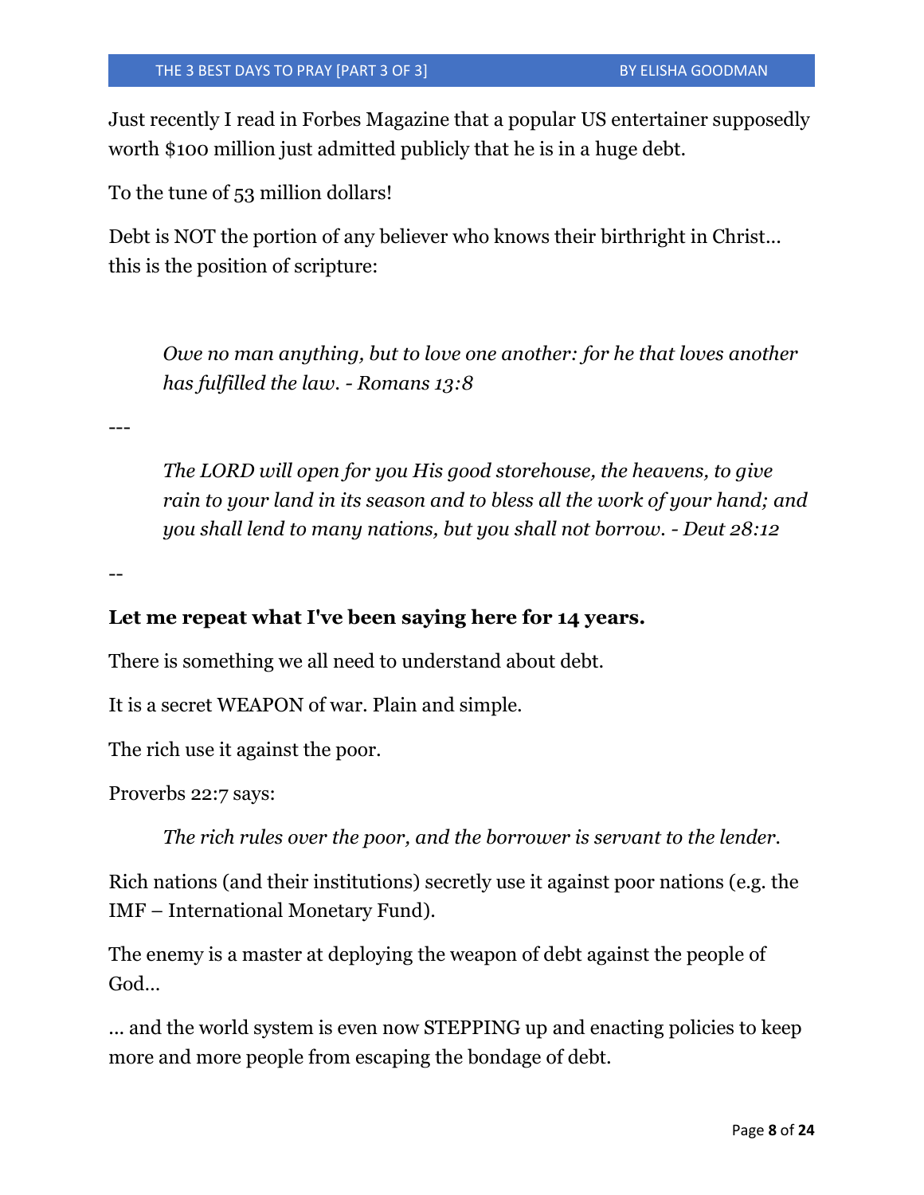Just recently I read in Forbes Magazine that a popular US entertainer supposedly worth $100 million just admitted publicly that he is in a huge debt.

To the tune of 53 million dollars!

Debt is NOT the portion of any believer who knows their birthright in Christ… this is the position of scripture:

> *Owe no man anything, but to love one another: for he that loves another has fulfilled the law. - Romans 13:8*

---

> *The LORD will open for you His good storehouse, the heavens, to give rain to your land in its season and to bless all the work of your hand; and you shall lend to many nations, but you shall not borrow. - Deut 28:12*

--

**Let me repeat what I've been saying here for 14 years.**

There is something we all need to understand about debt.

It is a secret WEAPON of war. Plain and simple.

The rich use it against the poor.

Proverbs 22:7 says:

> *The rich rules over the poor, and the borrower is servant to the lender.*

Rich nations (and their institutions) secretly use it against poor nations (e.g. the IMF – International Monetary Fund).

The enemy is a master at deploying the weapon of debt against the people of God…

… and the world system is even now STEPPING up and enacting policies to keep more and more people from escaping the bondage of debt.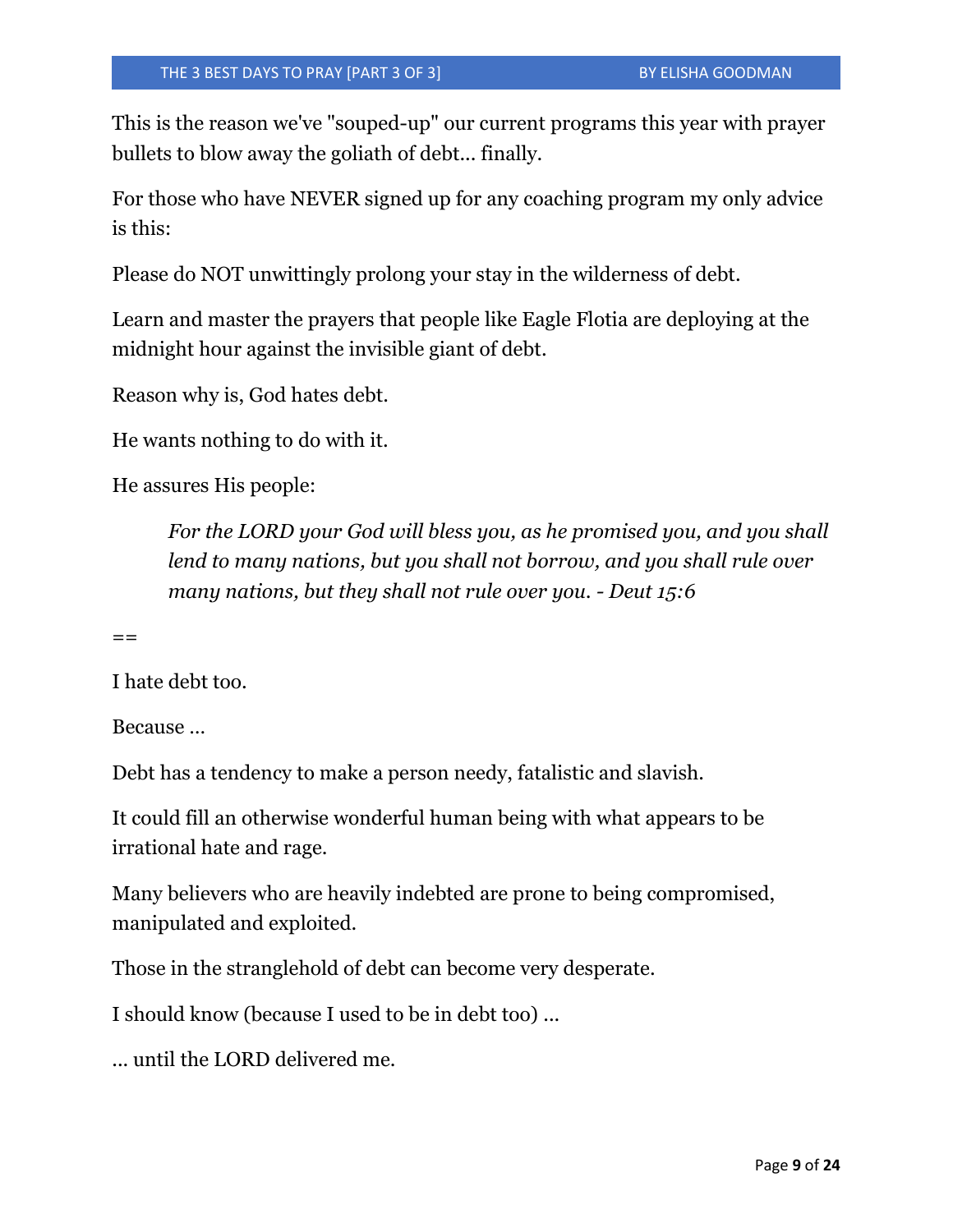This is the reason we've "souped-up" our current programs this year with prayer bullets to blow away the goliath of debt... finally.

For those who have NEVER signed up for any coaching program my only advice is this:

Please do NOT unwittingly prolong your stay in the wilderness of debt.

Learn and master the prayers that people like Eagle Flotia are deploying at the midnight hour against the invisible giant of debt.

Reason why is, God hates debt.

He wants nothing to do with it.

He assures His people:

> *For the LORD your God will bless you, as he promised you, and you shall lend to many nations, but you shall not borrow, and you shall rule over many nations, but they shall not rule over you. - Deut 15:6*

==

I hate debt too.

Because ...

Debt has a tendency to make a person needy, fatalistic and slavish.

It could fill an otherwise wonderful human being with what appears to be irrational hate and rage.

Many believers who are heavily indebted are prone to being compromised, manipulated and exploited.

Those in the stranglehold of debt can become very desperate.

I should know (because I used to be in debt too) ...

... until the LORD delivered me.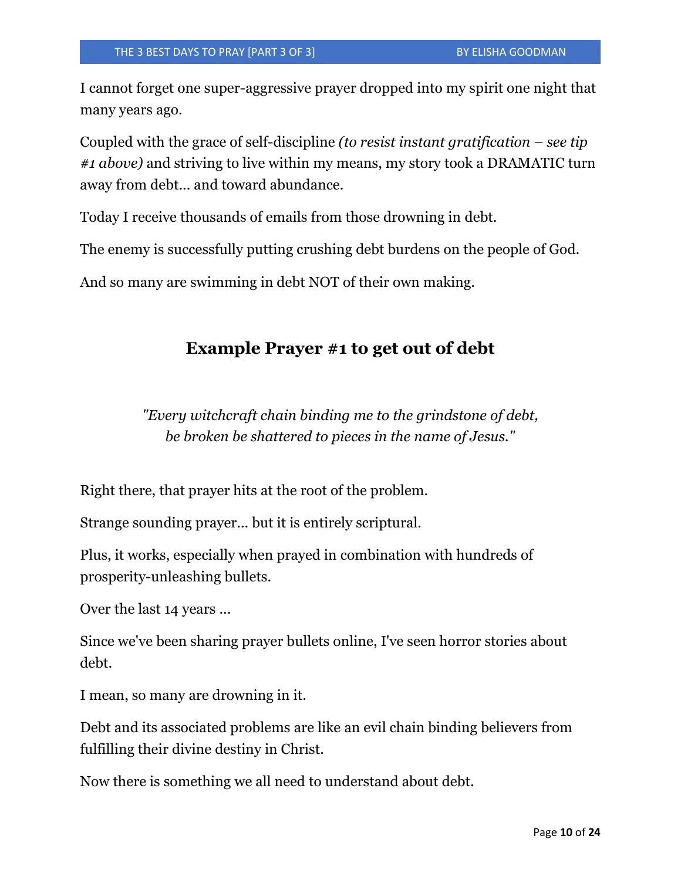I cannot forget one super-aggressive prayer dropped into my spirit one night that many years ago.

Coupled with the grace of self-discipline *(to resist instant gratification – see tip #1 above)* and striving to live within my means, my story took a DRAMATIC turn away from debt… and toward abundance.

Today I receive thousands of emails from those drowning in debt.

The enemy is successfully putting crushing debt burdens on the people of God.

And so many are swimming in debt NOT of their own making.

## Example Prayer #1 to get out of debt

*"Every witchcraft chain binding me to the grindstone of debt, be broken be shattered to pieces in the name of Jesus."*

Right there, that prayer hits at the root of the problem.

Strange sounding prayer… but it is entirely scriptural.

Plus, it works, especially when prayed in combination with hundreds of prosperity-unleashing bullets.

Over the last 14 years …

Since we've been sharing prayer bullets online, I've seen horror stories about debt.

I mean, so many are drowning in it.

Debt and its associated problems are like an evil chain binding believers from fulfilling their divine destiny in Christ.

Now there is something we all need to understand about debt.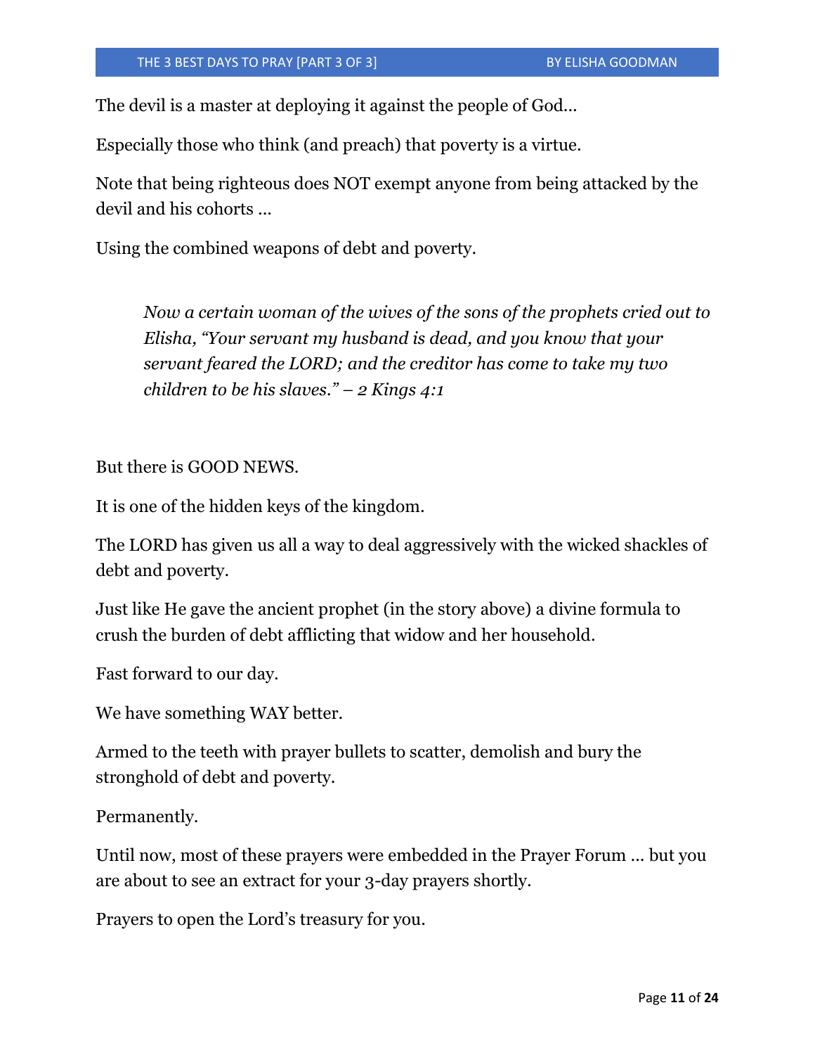The devil is a master at deploying it against the people of God…

Especially those who think (and preach) that poverty is a virtue.

Note that being righteous does NOT exempt anyone from being attacked by the devil and his cohorts …

Using the combined weapons of debt and poverty.

> *Now a certain woman of the wives of the sons of the prophets cried out to Elisha, "Your servant my husband is dead, and you know that your servant feared the LORD; and the creditor has come to take my two children to be his slaves." – 2 Kings 4:1*

But there is GOOD NEWS.

It is one of the hidden keys of the kingdom.

The LORD has given us all a way to deal aggressively with the wicked shackles of debt and poverty.

Just like He gave the ancient prophet (in the story above) a divine formula to crush the burden of debt afflicting that widow and her household.

Fast forward to our day.

We have something WAY better.

Armed to the teeth with prayer bullets to scatter, demolish and bury the stronghold of debt and poverty.

Permanently.

Until now, most of these prayers were embedded in the Prayer Forum … but you are about to see an extract for your 3-day prayers shortly.

Prayers to open the Lord's treasury for you.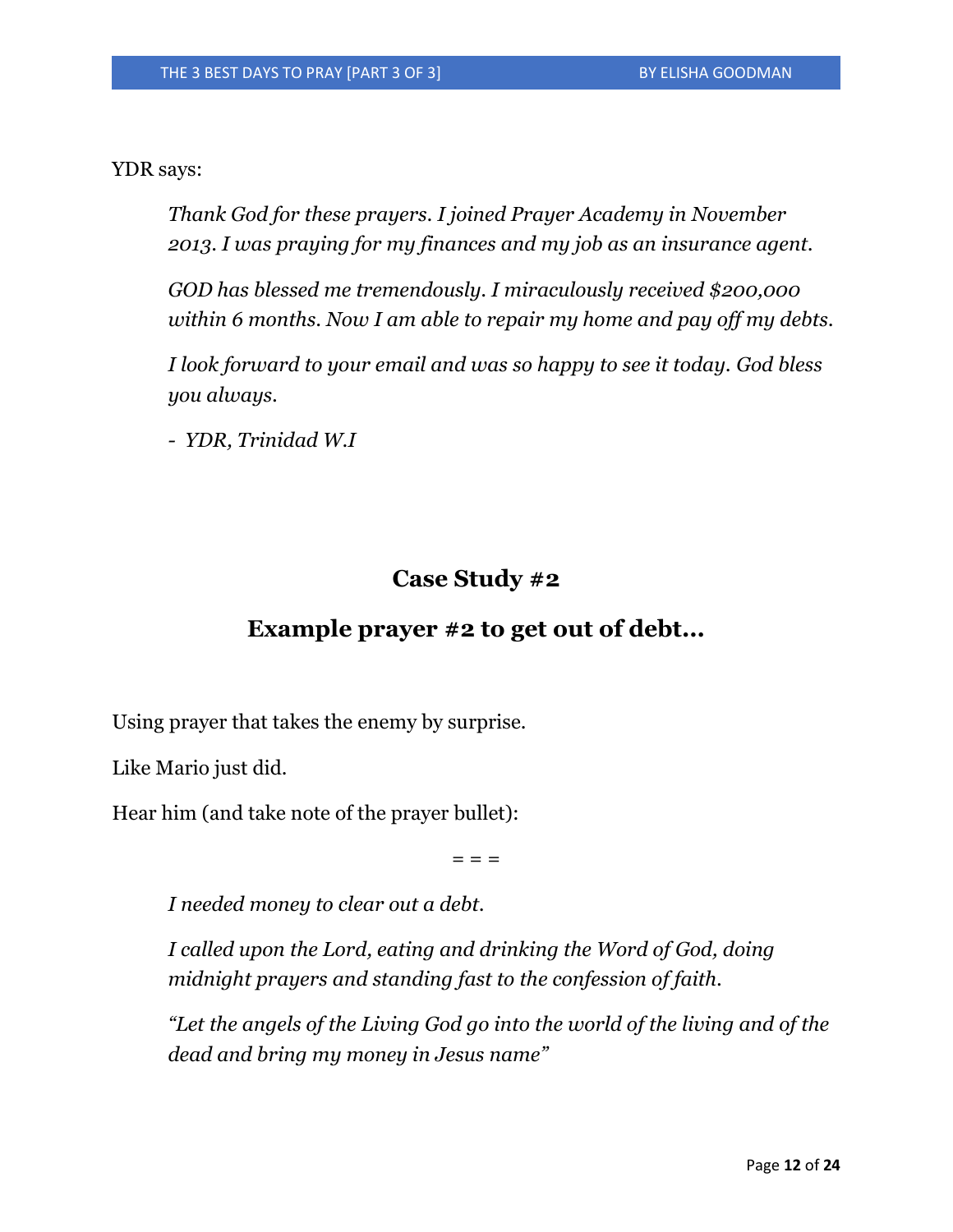YDR says:

> *Thank God for these prayers. I joined Prayer Academy in November 2013. I was praying for my finances and my job as an insurance agent.*
>
> *GOD has blessed me tremendously. I miraculously received $200,000 within 6 months. Now I am able to repair my home and pay off my debts.*
>
> *I look forward to your email and was so happy to see it today. God bless you always.*
>
> *- YDR, Trinidad W.I*

## Case Study #2

## Example prayer #2 to get out of debt…

Using prayer that takes the enemy by surprise.

Like Mario just did.

Hear him (and take note of the prayer bullet):

= = =

> *I needed money to clear out a debt.*
>
> *I called upon the Lord, eating and drinking the Word of God, doing midnight prayers and standing fast to the confession of faith.*
>
> *"Let the angels of the Living God go into the world of the living and of the dead and bring my money in Jesus name"*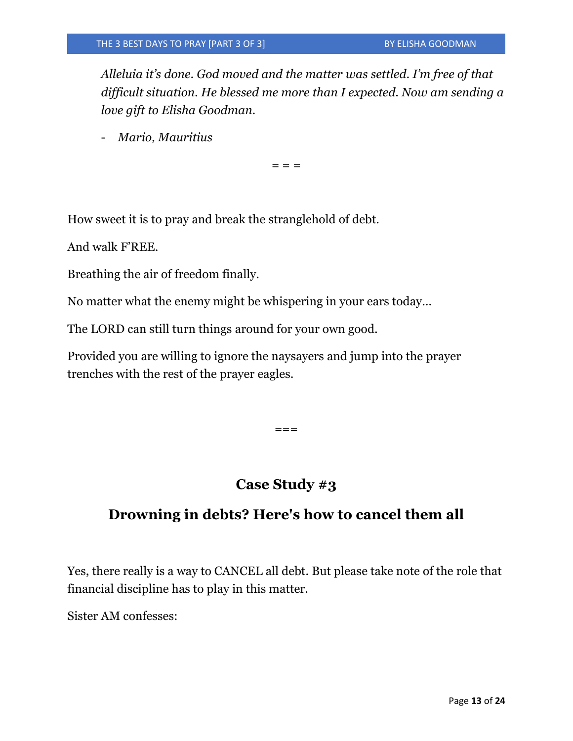*Alleluia it's done. God moved and the matter was settled. I'm free of that difficult situation. He blessed me more than I expected. Now am sending a love gift to Elisha Goodman.*

- *Mario, Mauritius*

= = =

How sweet it is to pray and break the stranglehold of debt.

And walk F'REE.

Breathing the air of freedom finally.

No matter what the enemy might be whispering in your ears today...

The LORD can still turn things around for your own good.

Provided you are willing to ignore the naysayers and jump into the prayer trenches with the rest of the prayer eagles.

===

## Case Study #3

## Drowning in debts? Here's how to cancel them all

Yes, there really is a way to CANCEL all debt. But please take note of the role that financial discipline has to play in this matter.

Sister AM confesses: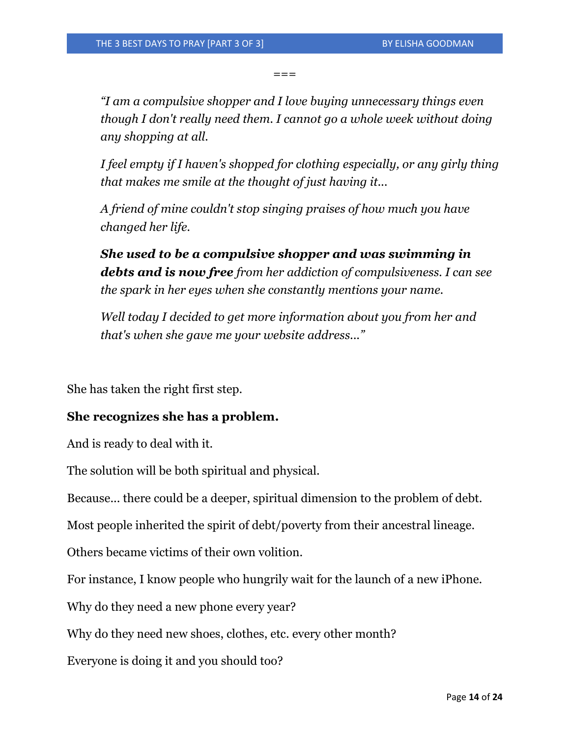===

> *"I am a compulsive shopper and I love buying unnecessary things even though I don't really need them. I cannot go a whole week without doing any shopping at all.*
>
> *I feel empty if I haven's shopped for clothing especially, or any girly thing that makes me smile at the thought of just having it...*
>
> *A friend of mine couldn't stop singing praises of how much you have changed her life.*
>
> ***She used to be a compulsive shopper and was swimming in debts and is now free** from her addiction of compulsiveness. I can see the spark in her eyes when she constantly mentions your name.*
>
> *Well today I decided to get more information about you from her and that's when she gave me your website address..."*

She has taken the right first step.

**She recognizes she has a problem.**

And is ready to deal with it.

The solution will be both spiritual and physical.

Because... there could be a deeper, spiritual dimension to the problem of debt.

Most people inherited the spirit of debt/poverty from their ancestral lineage.

Others became victims of their own volition.

For instance, I know people who hungrily wait for the launch of a new iPhone.

Why do they need a new phone every year?

Why do they need new shoes, clothes, etc. every other month?

Everyone is doing it and you should too?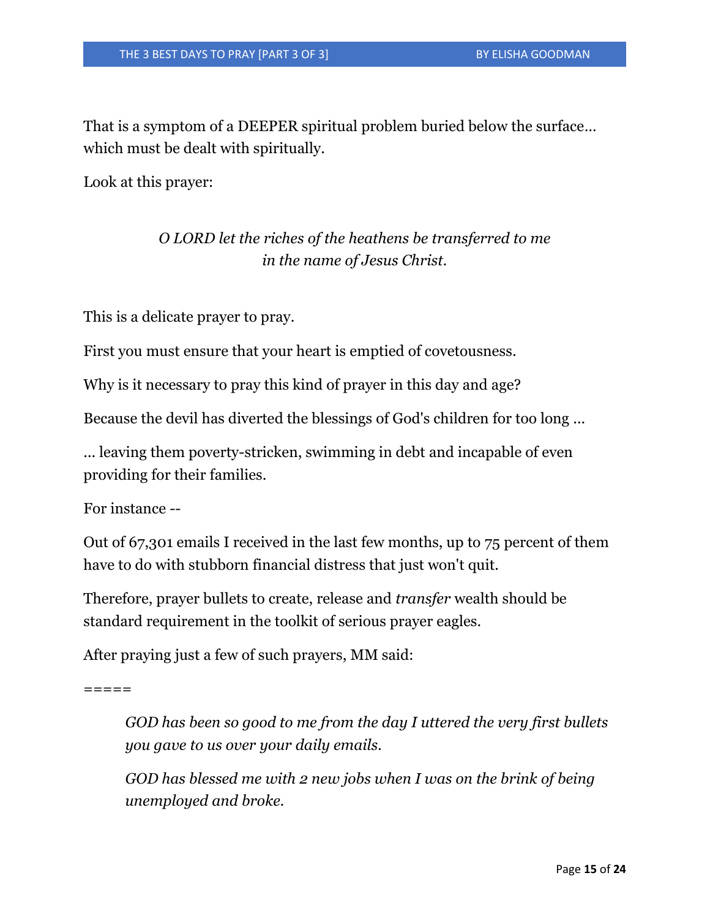That is a symptom of a DEEPER spiritual problem buried below the surface… which must be dealt with spiritually.

Look at this prayer:

*O LORD let the riches of the heathens be transferred to me in the name of Jesus Christ.*

This is a delicate prayer to pray.

First you must ensure that your heart is emptied of covetousness.

Why is it necessary to pray this kind of prayer in this day and age?

Because the devil has diverted the blessings of God's children for too long ...

... leaving them poverty-stricken, swimming in debt and incapable of even providing for their families.

For instance --

Out of 67,301 emails I received in the last few months, up to 75 percent of them have to do with stubborn financial distress that just won't quit.

Therefore, prayer bullets to create, release and *transfer* wealth should be standard requirement in the toolkit of serious prayer eagles.

After praying just a few of such prayers, MM said:

=====

> *GOD has been so good to me from the day I uttered the very first bullets you gave to us over your daily emails.*
>
> *GOD has blessed me with 2 new jobs when I was on the brink of being unemployed and broke.*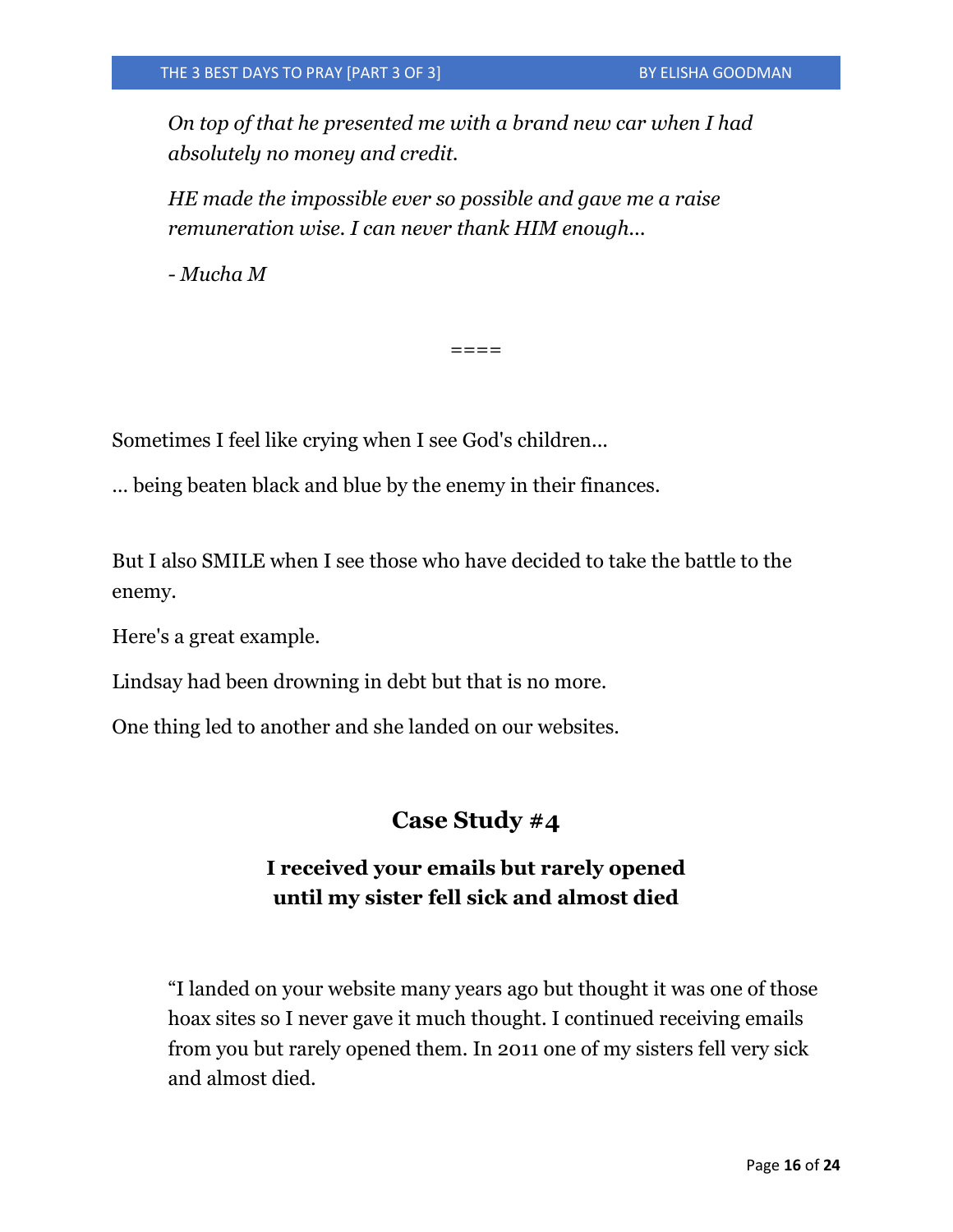*On top of that he presented me with a brand new car when I had absolutely no money and credit.*

*HE made the impossible ever so possible and gave me a raise remuneration wise. I can never thank HIM enough...*

*- Mucha M*

====

Sometimes I feel like crying when I see God's children...

... being beaten black and blue by the enemy in their finances.

But I also SMILE when I see those who have decided to take the battle to the enemy.

Here's a great example.

Lindsay had been drowning in debt but that is no more.

One thing led to another and she landed on our websites.

## Case Study #4

### I received your emails but rarely opened until my sister fell sick and almost died

"I landed on your website many years ago but thought it was one of those hoax sites so I never gave it much thought. I continued receiving emails from you but rarely opened them. In 2011 one of my sisters fell very sick and almost died.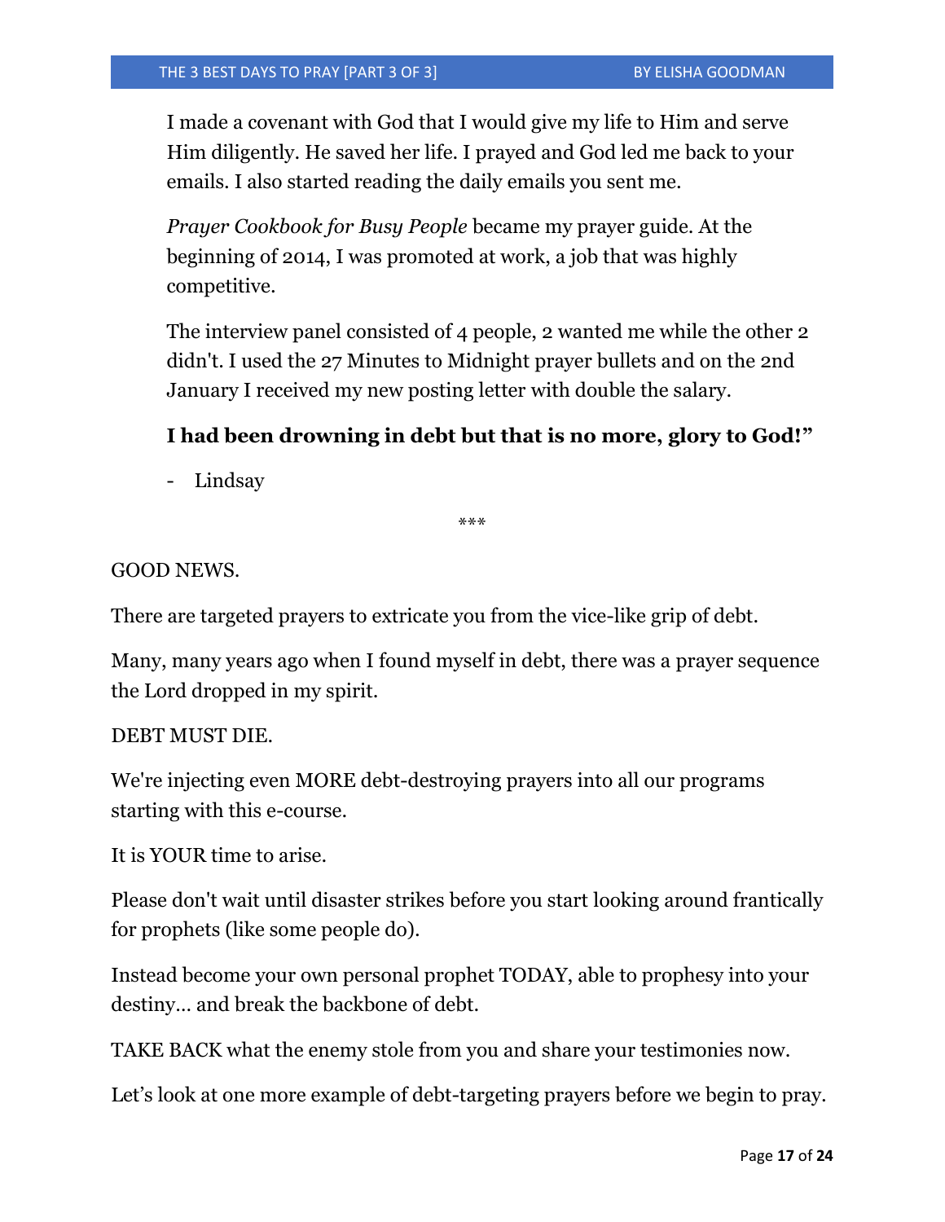I made a covenant with God that I would give my life to Him and serve Him diligently. He saved her life. I prayed and God led me back to your emails. I also started reading the daily emails you sent me.

*Prayer Cookbook for Busy People* became my prayer guide. At the beginning of 2014, I was promoted at work, a job that was highly competitive.

The interview panel consisted of 4 people, 2 wanted me while the other 2 didn't. I used the 27 Minutes to Midnight prayer bullets and on the 2nd January I received my new posting letter with double the salary.

**I had been drowning in debt but that is no more, glory to God!"**

- Lindsay

***

GOOD NEWS.

There are targeted prayers to extricate you from the vice-like grip of debt.

Many, many years ago when I found myself in debt, there was a prayer sequence the Lord dropped in my spirit.

DEBT MUST DIE.

We're injecting even MORE debt-destroying prayers into all our programs starting with this e-course.

It is YOUR time to arise.

Please don't wait until disaster strikes before you start looking around frantically for prophets (like some people do).

Instead become your own personal prophet TODAY, able to prophesy into your destiny… and break the backbone of debt.

TAKE BACK what the enemy stole from you and share your testimonies now.

Let's look at one more example of debt-targeting prayers before we begin to pray.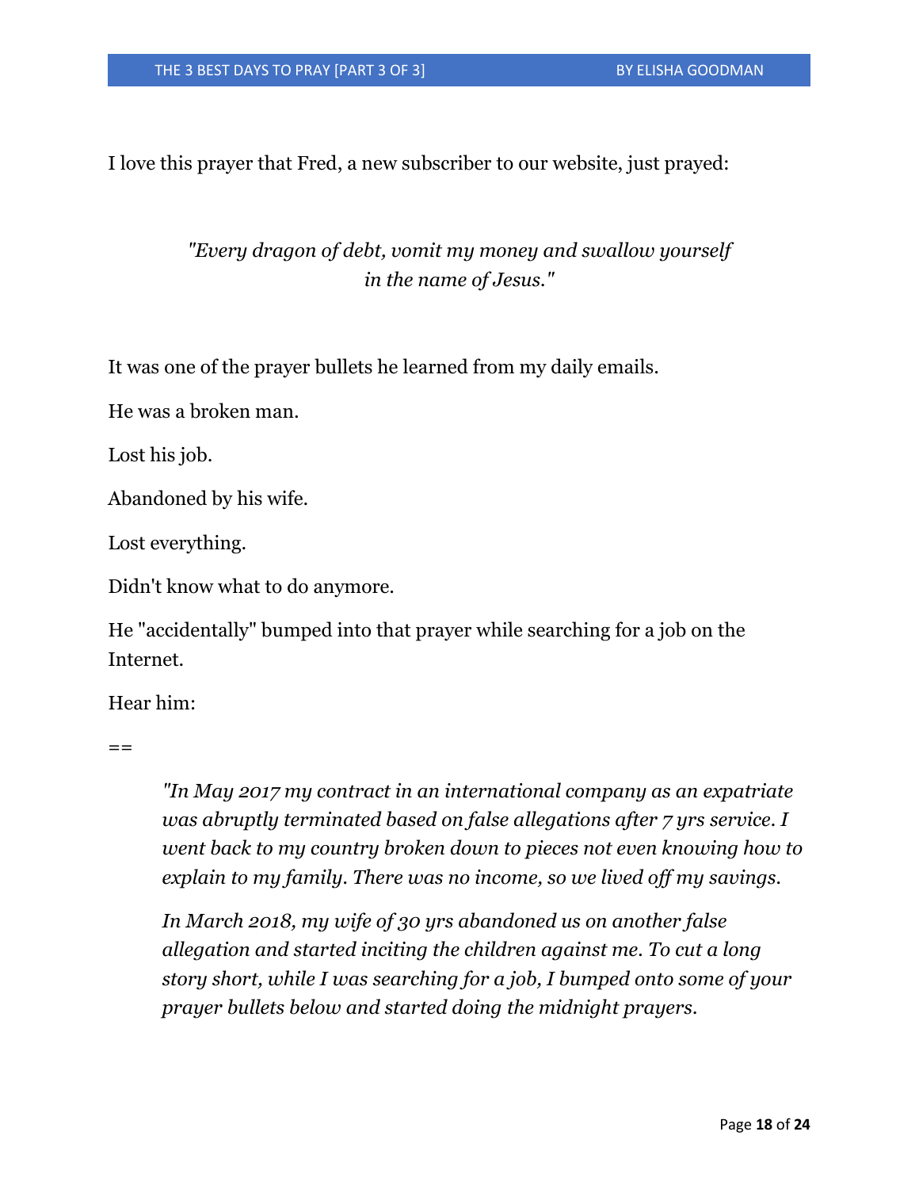I love this prayer that Fred, a new subscriber to our website, just prayed:

*"Every dragon of debt, vomit my money and swallow yourself in the name of Jesus."*

It was one of the prayer bullets he learned from my daily emails.

He was a broken man.

Lost his job.

Abandoned by his wife.

Lost everything.

Didn't know what to do anymore.

He "accidentally" bumped into that prayer while searching for a job on the Internet.

Hear him:

==

> *"In May 2017 my contract in an international company as an expatriate was abruptly terminated based on false allegations after 7 yrs service. I went back to my country broken down to pieces not even knowing how to explain to my family. There was no income, so we lived off my savings.*
>
> *In March 2018, my wife of 30 yrs abandoned us on another false allegation and started inciting the children against me. To cut a long story short, while I was searching for a job, I bumped onto some of your prayer bullets below and started doing the midnight prayers.*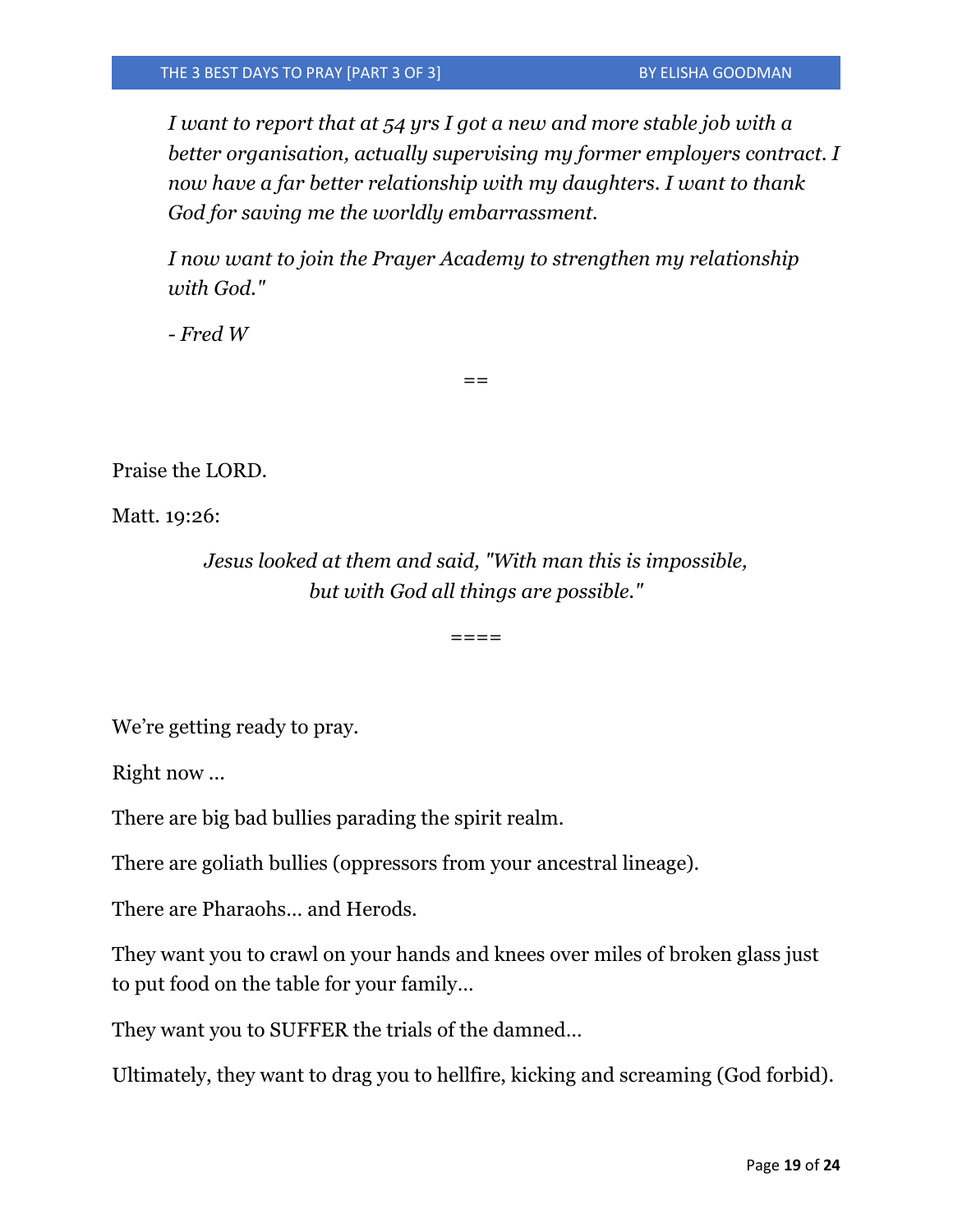*I want to report that at 54 yrs I got a new and more stable job with a better organisation, actually supervising my former employers contract. I now have a far better relationship with my daughters. I want to thank God for saving me the worldly embarrassment.*

*I now want to join the Prayer Academy to strengthen my relationship with God."*

*- Fred W*

==

Praise the LORD.

Matt. 19:26:

*Jesus looked at them and said, "With man this is impossible, but with God all things are possible."*

====

We're getting ready to pray.

Right now ...

There are big bad bullies parading the spirit realm.

There are goliath bullies (oppressors from your ancestral lineage).

There are Pharaohs… and Herods.

They want you to crawl on your hands and knees over miles of broken glass just to put food on the table for your family…

They want you to SUFFER the trials of the damned…

Ultimately, they want to drag you to hellfire, kicking and screaming (God forbid).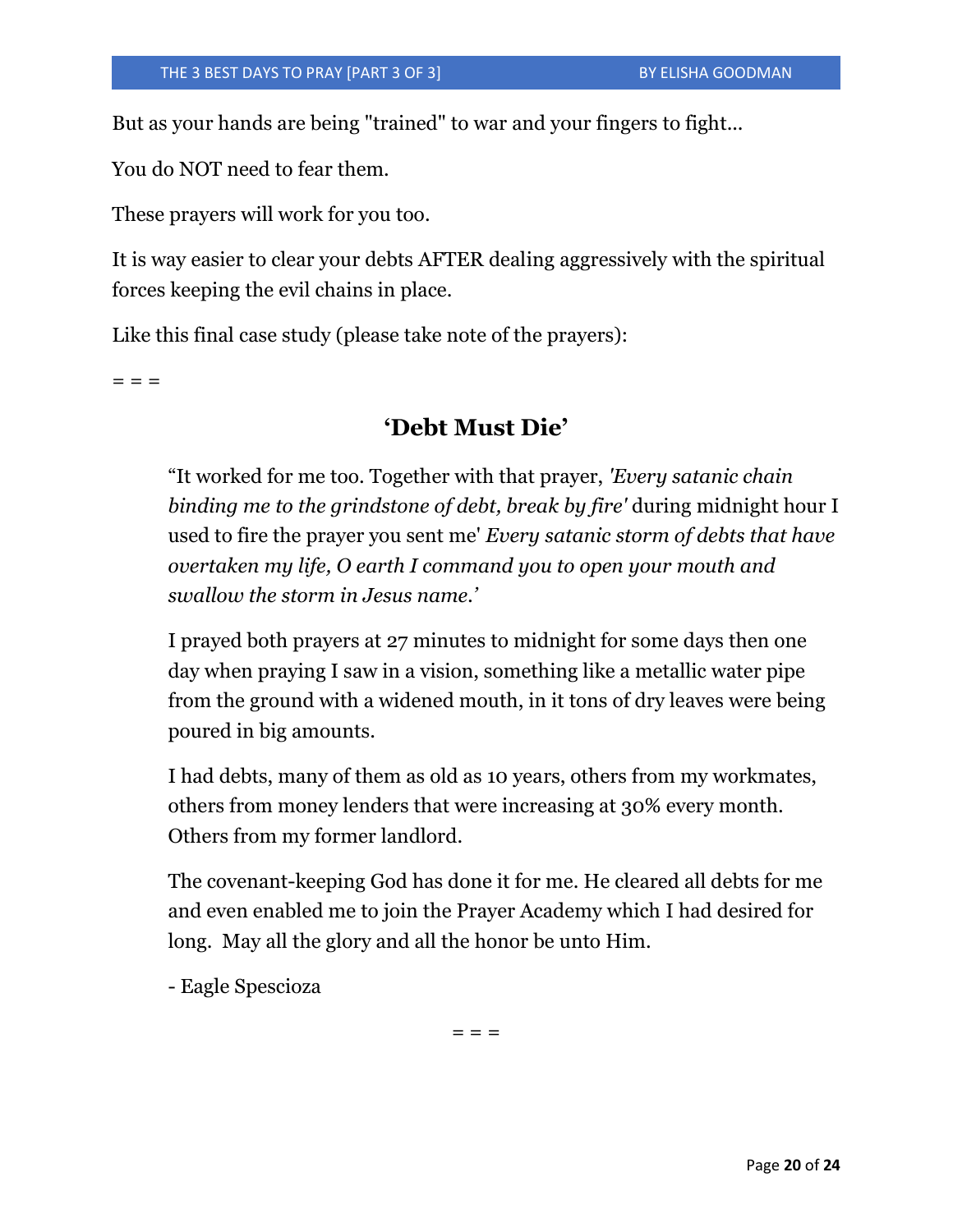But as your hands are being "trained" to war and your fingers to fight...

You do NOT need to fear them.

These prayers will work for you too.

It is way easier to clear your debts AFTER dealing aggressively with the spiritual forces keeping the evil chains in place.

Like this final case study (please take note of the prayers):

= = =

## 'Debt Must Die'

> "It worked for me too. Together with that prayer, *'Every satanic chain binding me to the grindstone of debt, break by fire'* during midnight hour I used to fire the prayer you sent me' *Every satanic storm of debts that have overtaken my life, O earth I command you to open your mouth and swallow the storm in Jesus name.'*
>
> I prayed both prayers at 27 minutes to midnight for some days then one day when praying I saw in a vision, something like a metallic water pipe from the ground with a widened mouth, in it tons of dry leaves were being poured in big amounts.
>
> I had debts, many of them as old as 10 years, others from my workmates, others from money lenders that were increasing at 30% every month. Others from my former landlord.
>
> The covenant-keeping God has done it for me. He cleared all debts for me and even enabled me to join the Prayer Academy which I had desired for long. May all the glory and all the honor be unto Him.
>
> - Eagle Spescioza

= = =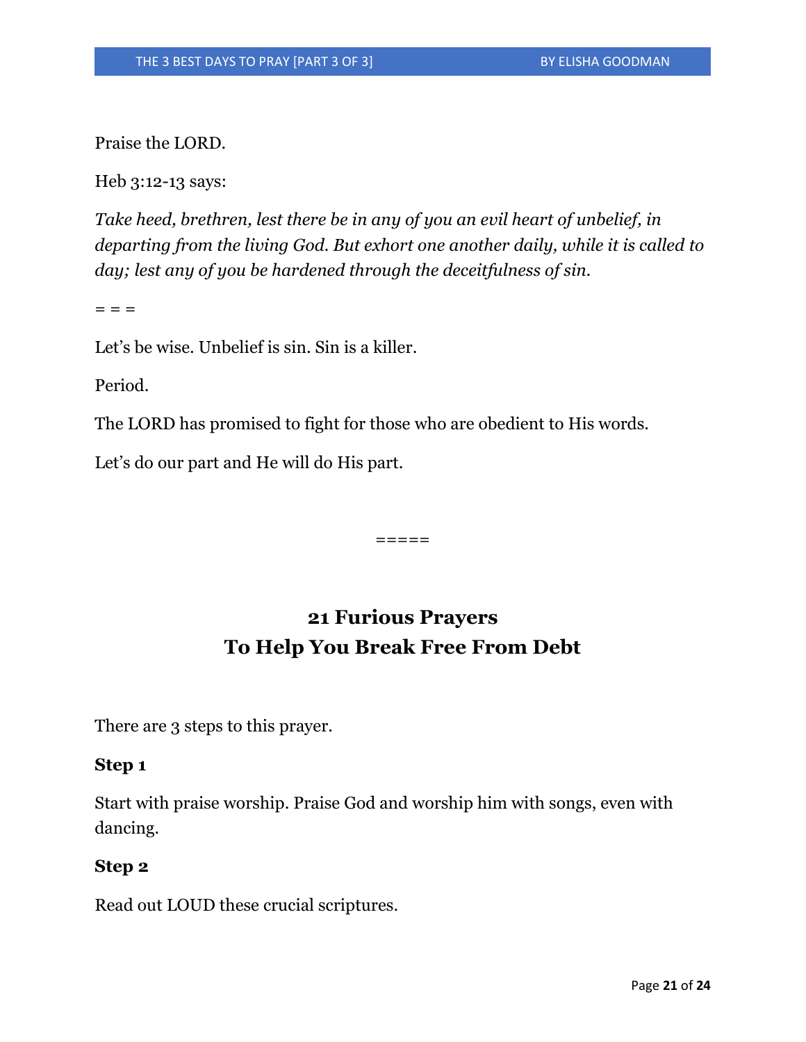Praise the LORD.

Heb 3:12-13 says:

*Take heed, brethren, lest there be in any of you an evil heart of unbelief, in departing from the living God. But exhort one another daily, while it is called to day; lest any of you be hardened through the deceitfulness of sin.*

= = =

Let's be wise. Unbelief is sin. Sin is a killer.

Period.

The LORD has promised to fight for those who are obedient to His words.

Let's do our part and He will do His part.

=====

## 21 Furious Prayers To Help You Break Free From Debt

There are 3 steps to this prayer.

**Step 1**

Start with praise worship. Praise God and worship him with songs, even with dancing.

**Step 2**

Read out LOUD these crucial scriptures.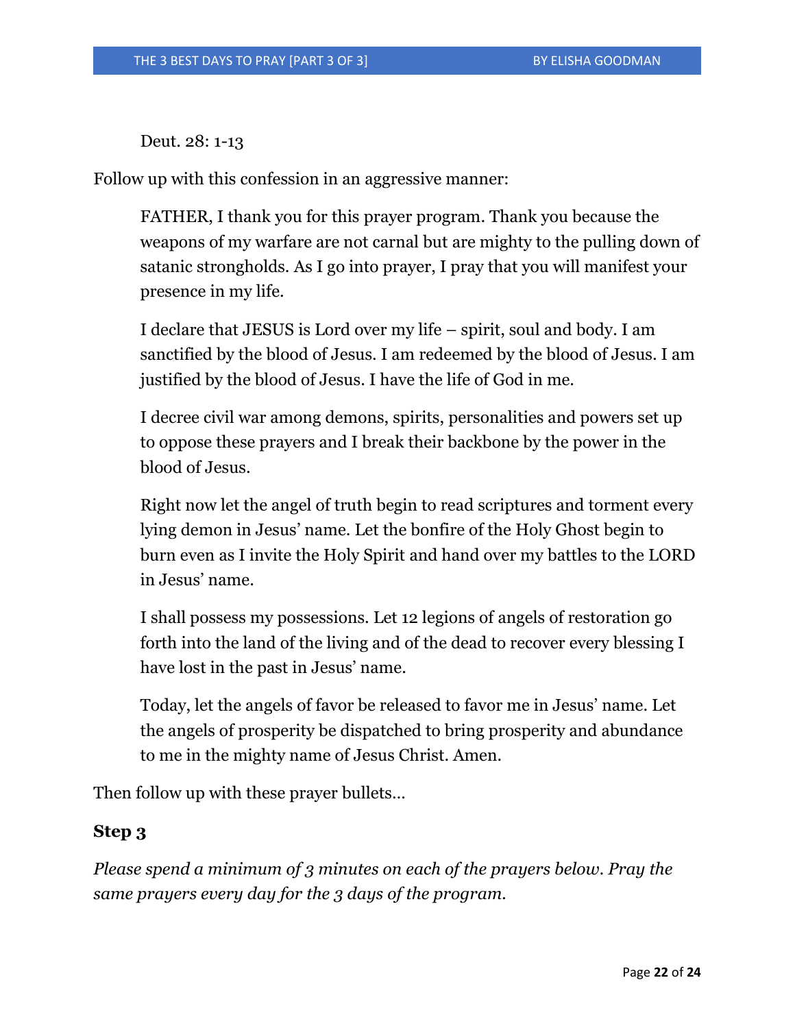Deut. 28: 1-13

Follow up with this confession in an aggressive manner:

> FATHER, I thank you for this prayer program. Thank you because the weapons of my warfare are not carnal but are mighty to the pulling down of satanic strongholds. As I go into prayer, I pray that you will manifest your presence in my life.
>
> I declare that JESUS is Lord over my life – spirit, soul and body. I am sanctified by the blood of Jesus. I am redeemed by the blood of Jesus. I am justified by the blood of Jesus. I have the life of God in me.
>
> I decree civil war among demons, spirits, personalities and powers set up to oppose these prayers and I break their backbone by the power in the blood of Jesus.
>
> Right now let the angel of truth begin to read scriptures and torment every lying demon in Jesus' name. Let the bonfire of the Holy Ghost begin to burn even as I invite the Holy Spirit and hand over my battles to the LORD in Jesus' name.
>
> I shall possess my possessions. Let 12 legions of angels of restoration go forth into the land of the living and of the dead to recover every blessing I have lost in the past in Jesus' name.
>
> Today, let the angels of favor be released to favor me in Jesus' name. Let the angels of prosperity be dispatched to bring prosperity and abundance to me in the mighty name of Jesus Christ. Amen.

Then follow up with these prayer bullets...

**Step 3**

*Please spend a minimum of 3 minutes on each of the prayers below. Pray the same prayers every day for the 3 days of the program.*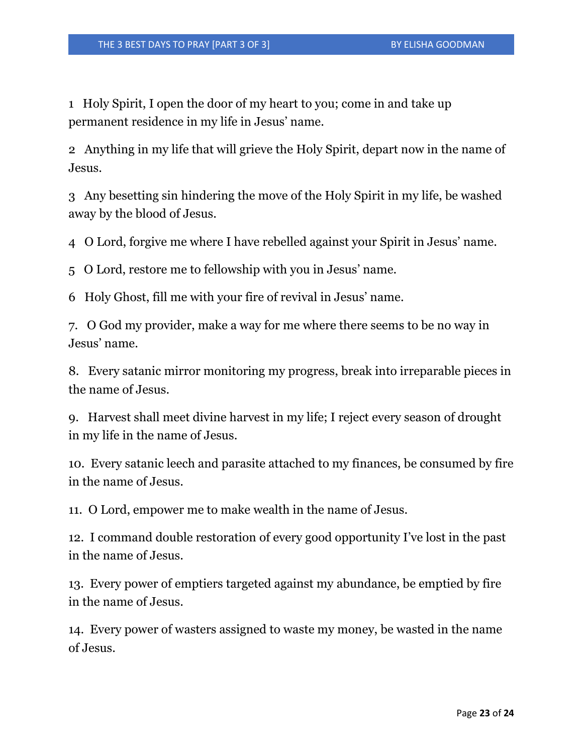1 Holy Spirit, I open the door of my heart to you; come in and take up permanent residence in my life in Jesus' name.

2 Anything in my life that will grieve the Holy Spirit, depart now in the name of Jesus.

3 Any besetting sin hindering the move of the Holy Spirit in my life, be washed away by the blood of Jesus.

4 O Lord, forgive me where I have rebelled against your Spirit in Jesus' name.

5 O Lord, restore me to fellowship with you in Jesus' name.

6 Holy Ghost, fill me with your fire of revival in Jesus' name.

7. O God my provider, make a way for me where there seems to be no way in Jesus' name.

8. Every satanic mirror monitoring my progress, break into irreparable pieces in the name of Jesus.

9. Harvest shall meet divine harvest in my life; I reject every season of drought in my life in the name of Jesus.

10. Every satanic leech and parasite attached to my finances, be consumed by fire in the name of Jesus.

11. O Lord, empower me to make wealth in the name of Jesus.

12. I command double restoration of every good opportunity I've lost in the past in the name of Jesus.

13. Every power of emptiers targeted against my abundance, be emptied by fire in the name of Jesus.

14. Every power of wasters assigned to waste my money, be wasted in the name of Jesus.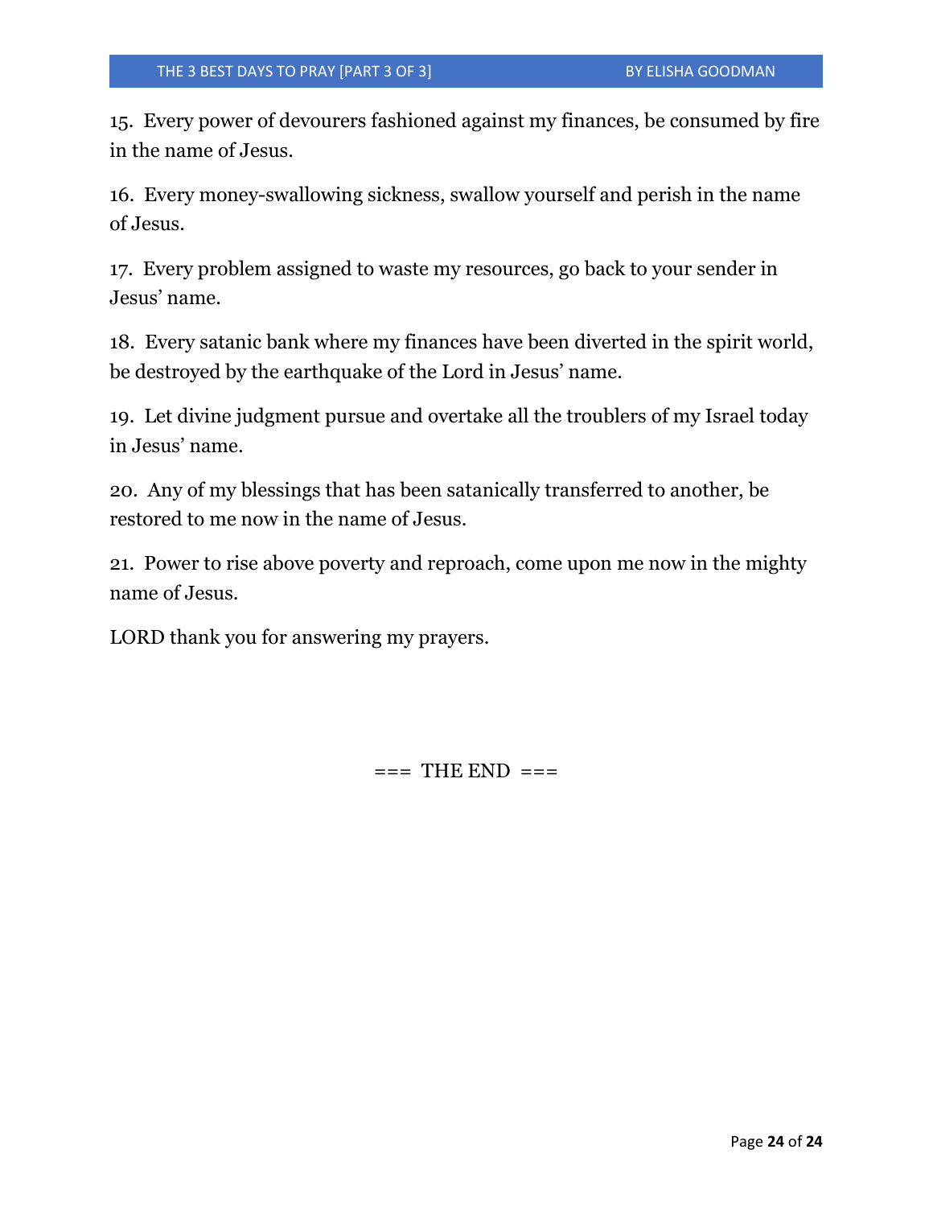15. Every power of devourers fashioned against my finances, be consumed by fire in the name of Jesus.

16. Every money-swallowing sickness, swallow yourself and perish in the name of Jesus.

17. Every problem assigned to waste my resources, go back to your sender in Jesus' name.

18. Every satanic bank where my finances have been diverted in the spirit world, be destroyed by the earthquake of the Lord in Jesus' name.

19. Let divine judgment pursue and overtake all the troublers of my Israel today in Jesus' name.

20. Any of my blessings that has been satanically transferred to another, be restored to me now in the name of Jesus.

21. Power to rise above poverty and reproach, come upon me now in the mighty name of Jesus.

LORD thank you for answering my prayers.

=== THE END ===